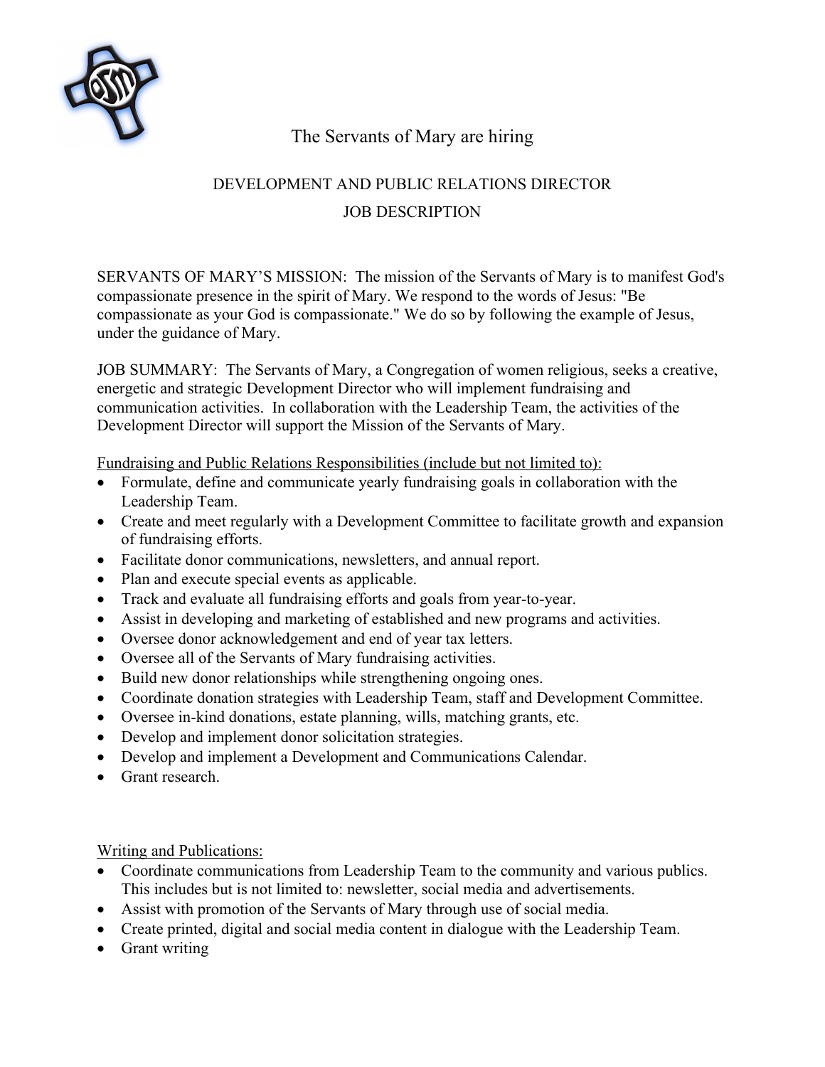The Servants of Mary are hiring

## DEVELOPMENT AND PUBLIC RELATIONS DIRECTOR

## JOB DESCRIPTION

SERVANTS OF MARY'S MISSION: The mission of the Servants of Mary is to manifest God's compassionate presence in the spirit of Mary. We respond to the words of Jesus: "Be compassionate as your God is compassionate." We do so by following the example of Jesus, under the guidance of Mary.

JOB SUMMARY: The Servants of Mary, a Congregation of women religious, seeks a creative, energetic and strategic Development Director who will implement fundraising and communication activities. In collaboration with the Leadership Team, the activities of the Development Director will support the Mission of the Servants of Mary.

<u>Fundraising and Public Relations Responsibilities (include but not limited to):</u>

- Formulate, define and communicate yearly fundraising goals in collaboration with the Leadership Team.
- Create and meet regularly with a Development Committee to facilitate growth and expansion of fundraising efforts.
- Facilitate donor communications, newsletters, and annual report.
- Plan and execute special events as applicable.
- Track and evaluate all fundraising efforts and goals from year-to-year.
- Assist in developing and marketing of established and new programs and activities.
- Oversee donor acknowledgement and end of year tax letters.
- Oversee all of the Servants of Mary fundraising activities.
- Build new donor relationships while strengthening ongoing ones.
- Coordinate donation strategies with Leadership Team, staff and Development Committee.
- Oversee in-kind donations, estate planning, wills, matching grants, etc.
- Develop and implement donor solicitation strategies.
- Develop and implement a Development and Communications Calendar.
- Grant research.

<u>Writing and Publications:</u>

- Coordinate communications from Leadership Team to the community and various publics. This includes but is not limited to: newsletter, social media and advertisements.
- Assist with promotion of the Servants of Mary through use of social media.
- Create printed, digital and social media content in dialogue with the Leadership Team.
- Grant writing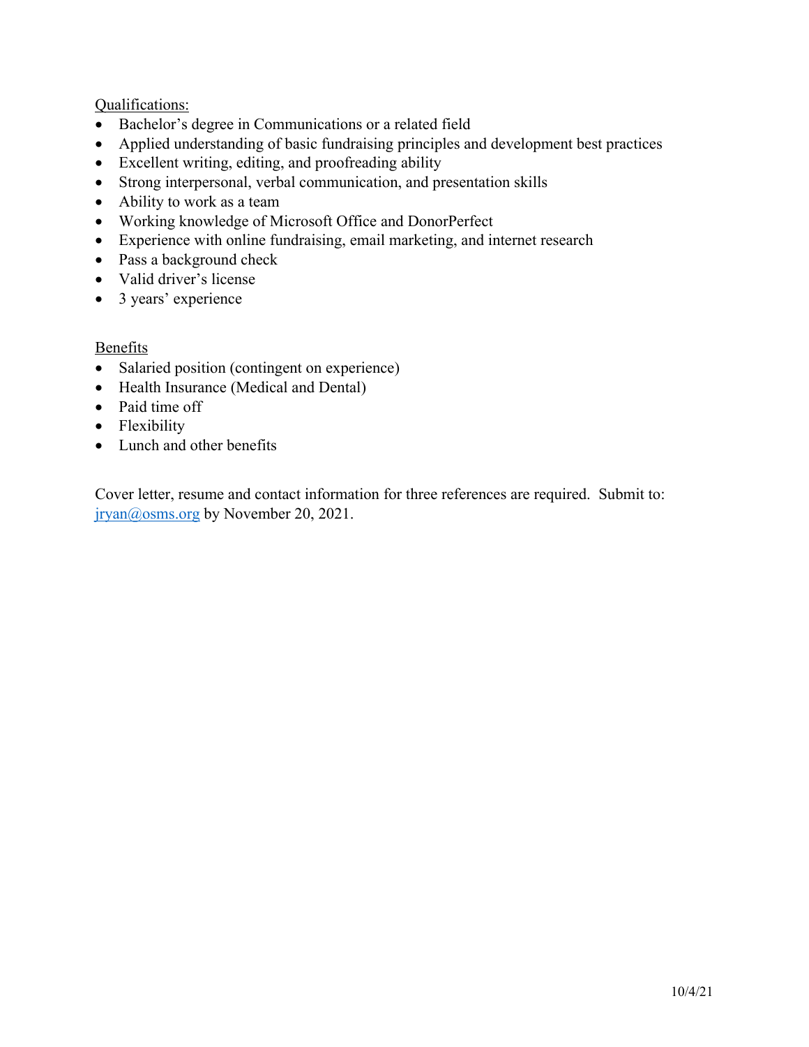Qualifications:

- Bachelor's degree in Communications or a related field
- Applied understanding of basic fundraising principles and development best practices
- Excellent writing, editing, and proofreading ability
- Strong interpersonal, verbal communication, and presentation skills
- Ability to work as a team
- Working knowledge of Microsoft Office and DonorPerfect
- Experience with online fundraising, email marketing, and internet research
- Pass a background check
- Valid driver's license
- 3 years' experience

Benefits

- Salaried position (contingent on experience)
- Health Insurance (Medical and Dental)
- Paid time off
- Flexibility
- Lunch and other benefits

Cover letter, resume and contact information for three references are required. Submit to: jryan@osms.org by November 20, 2021.

10/4/21